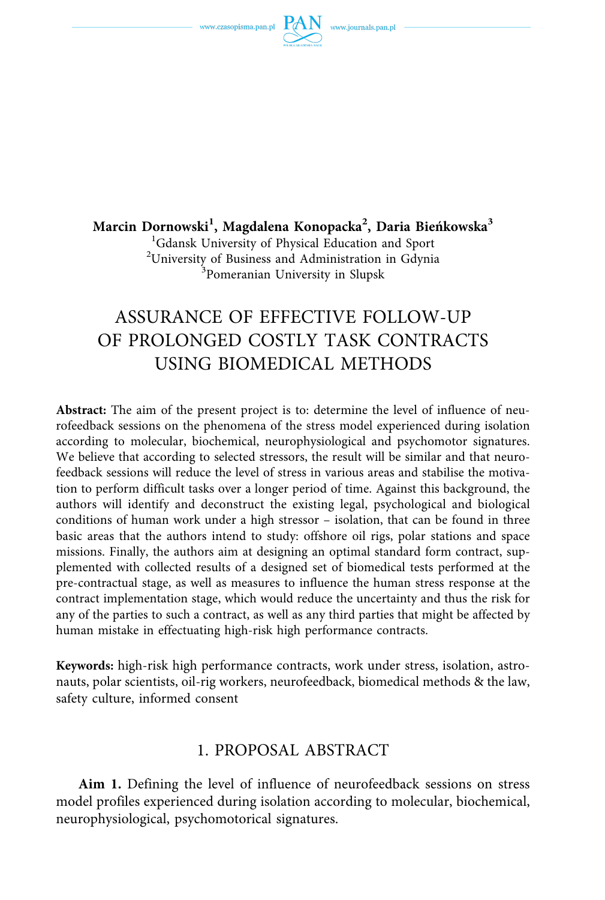**Marcin Dornowski[1], Magdalena Konopacka[2], Daria Bieńkowska[3]**

[1]Gdansk University of Physical Education and Sport
[2]University of Business and Administration in Gdynia
[3]Pomeranian University in Slupsk

# ASSURANCE OF EFFECTIVE FOLLOW-UP OF PROLONGED COSTLY TASK CONTRACTS USING BIOMEDICAL METHODS

**Abstract:** The aim of the present project is to: determine the level of influence of neurofeedback sessions on the phenomena of the stress model experienced during isolation according to molecular, biochemical, neurophysiological and psychomotor signatures. We believe that according to selected stressors, the result will be similar and that neurofeedback sessions will reduce the level of stress in various areas and stabilise the motivation to perform difficult tasks over a longer period of time. Against this background, the authors will identify and deconstruct the existing legal, psychological and biological conditions of human work under a high stressor – isolation, that can be found in three basic areas that the authors intend to study: offshore oil rigs, polar stations and space missions. Finally, the authors aim at designing an optimal standard form contract, supplemented with collected results of a designed set of biomedical tests performed at the pre-contractual stage, as well as measures to influence the human stress response at the contract implementation stage, which would reduce the uncertainty and thus the risk for any of the parties to such a contract, as well as any third parties that might be affected by human mistake in effectuating high-risk high performance contracts.

**Keywords:** high-risk high performance contracts, work under stress, isolation, astronauts, polar scientists, oil-rig workers, neurofeedback, biomedical methods & the law, safety culture, informed consent

## 1. PROPOSAL ABSTRACT

**Aim 1.** Defining the level of influence of neurofeedback sessions on stress model profiles experienced during isolation according to molecular, biochemical, neurophysiological, psychomotorical signatures.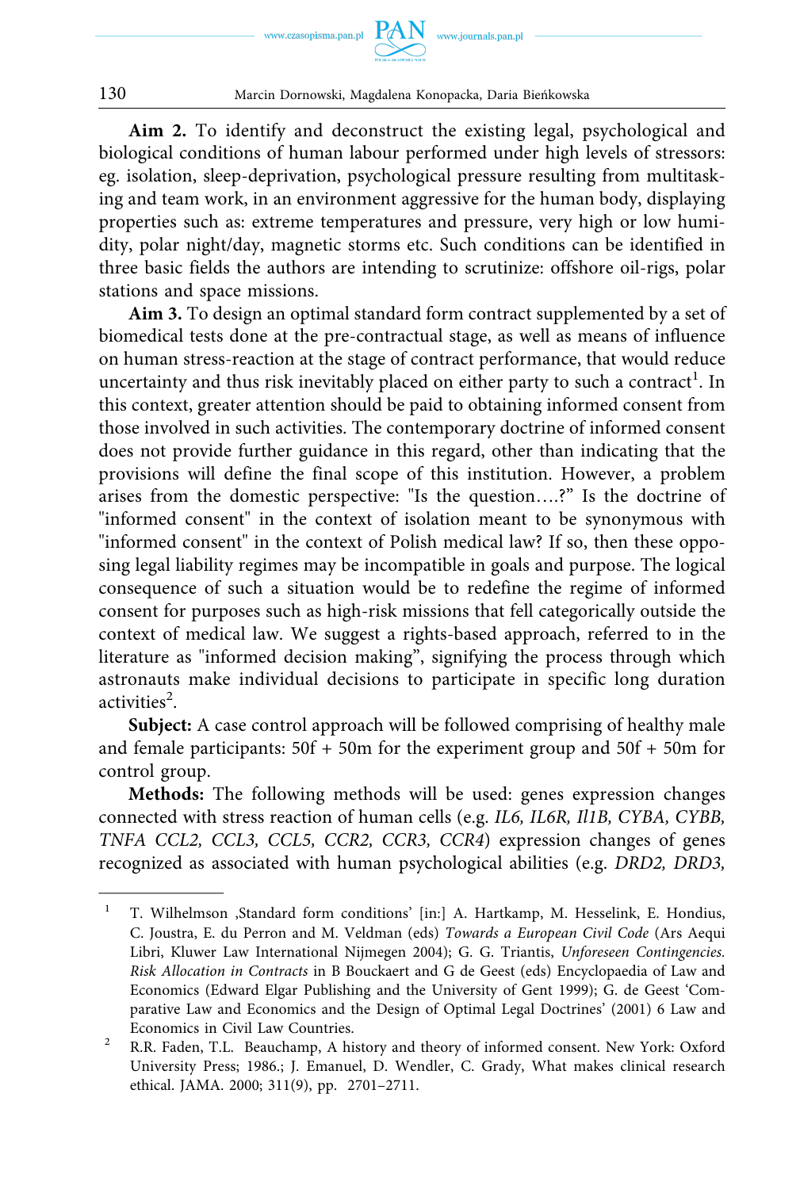**Aim 2.** To identify and deconstruct the existing legal, psychological and biological conditions of human labour performed under high levels of stressors: eg. isolation, sleep-deprivation, psychological pressure resulting from multitasking and team work, in an environment aggressive for the human body, displaying properties such as: extreme temperatures and pressure, very high or low humidity, polar night/day, magnetic storms etc. Such conditions can be identified in three basic fields the authors are intending to scrutinize: offshore oil-rigs, polar stations and space missions.

**Aim 3.** To design an optimal standard form contract supplemented by a set of biomedical tests done at the pre-contractual stage, as well as means of influence on human stress-reaction at the stage of contract performance, that would reduce uncertainty and thus risk inevitably placed on either party to such a contract[1]. In this context, greater attention should be paid to obtaining informed consent from those involved in such activities. The contemporary doctrine of informed consent does not provide further guidance in this regard, other than indicating that the provisions will define the final scope of this institution. However, a problem arises from the domestic perspective: "Is the question….?" Is the doctrine of "informed consent" in the context of isolation meant to be synonymous with "informed consent" in the context of Polish medical law? If so, then these opposing legal liability regimes may be incompatible in goals and purpose. The logical consequence of such a situation would be to redefine the regime of informed consent for purposes such as high-risk missions that fell categorically outside the context of medical law. We suggest a rights-based approach, referred to in the literature as "informed decision making", signifying the process through which astronauts make individual decisions to participate in specific long duration activities[2].

**Subject:** A case control approach will be followed comprising of healthy male and female participants: 50f + 50m for the experiment group and 50f + 50m for control group.

**Methods:** The following methods will be used: genes expression changes connected with stress reaction of human cells (e.g. *IL6, IL6R, Il1B, CYBA, CYBB, TNFA CCL2, CCL3, CCL5, CCR2, CCR3, CCR4*) expression changes of genes recognized as associated with human psychological abilities (e.g. *DRD2, DRD3,*

---

[1] T. Wilhelmson ‚Standard form conditions' [in:] A. Hartkamp, M. Hesselink, E. Hondius, C. Joustra, E. du Perron and M. Veldman (eds) *Towards a European Civil Code* (Ars Aequi Libri, Kluwer Law International Nijmegen 2004); G. G. Triantis, *Unforeseen Contingencies. Risk Allocation in Contracts* in B Bouckaert and G de Geest (eds) Encyclopaedia of Law and Economics (Edward Elgar Publishing and the University of Gent 1999); G. de Geest 'Comparative Law and Economics and the Design of Optimal Legal Doctrines' (2001) 6 Law and Economics in Civil Law Countries.

[2] R.R. Faden, T.L. Beauchamp, A history and theory of informed consent. New York: Oxford University Press; 1986.; J. Emanuel, D. Wendler, C. Grady, What makes clinical research ethical. JAMA. 2000; 311(9), pp. 2701–2711.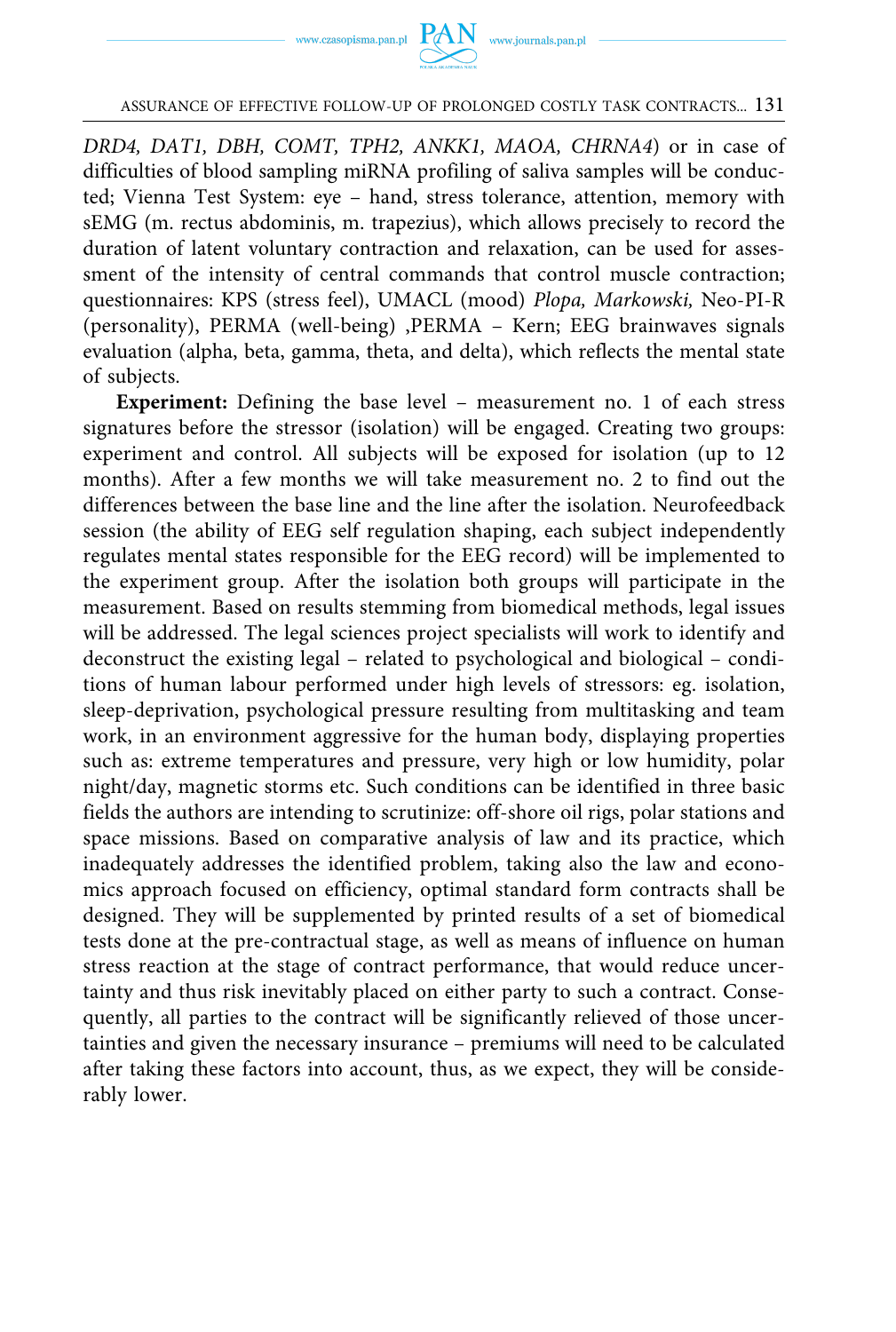*DRD4, DAT1, DBH, COMT, TPH2, ANKK1, MAOA, CHRNA4*) or in case of difficulties of blood sampling miRNA profiling of saliva samples will be conducted; Vienna Test System: eye – hand, stress tolerance, attention, memory with sEMG (m. rectus abdominis, m. trapezius), which allows precisely to record the duration of latent voluntary contraction and relaxation, can be used for assessment of the intensity of central commands that control muscle contraction; questionnaires: KPS (stress feel), UMACL (mood) *Plopa, Markowski,* Neo-PI-R (personality), PERMA (well-being) ,PERMA – Kern; EEG brainwaves signals evaluation (alpha, beta, gamma, theta, and delta), which reflects the mental state of subjects.

**Experiment:** Defining the base level – measurement no. 1 of each stress signatures before the stressor (isolation) will be engaged. Creating two groups: experiment and control. All subjects will be exposed for isolation (up to 12 months). After a few months we will take measurement no. 2 to find out the differences between the base line and the line after the isolation. Neurofeedback session (the ability of EEG self regulation shaping, each subject independently regulates mental states responsible for the EEG record) will be implemented to the experiment group. After the isolation both groups will participate in the measurement. Based on results stemming from biomedical methods, legal issues will be addressed. The legal sciences project specialists will work to identify and deconstruct the existing legal – related to psychological and biological – conditions of human labour performed under high levels of stressors: eg. isolation, sleep-deprivation, psychological pressure resulting from multitasking and team work, in an environment aggressive for the human body, displaying properties such as: extreme temperatures and pressure, very high or low humidity, polar night/day, magnetic storms etc. Such conditions can be identified in three basic fields the authors are intending to scrutinize: off-shore oil rigs, polar stations and space missions. Based on comparative analysis of law and its practice, which inadequately addresses the identified problem, taking also the law and economics approach focused on efficiency, optimal standard form contracts shall be designed. They will be supplemented by printed results of a set of biomedical tests done at the pre-contractual stage, as well as means of influence on human stress reaction at the stage of contract performance, that would reduce uncertainty and thus risk inevitably placed on either party to such a contract. Consequently, all parties to the contract will be significantly relieved of those uncertainties and given the necessary insurance – premiums will need to be calculated after taking these factors into account, thus, as we expect, they will be considerably lower.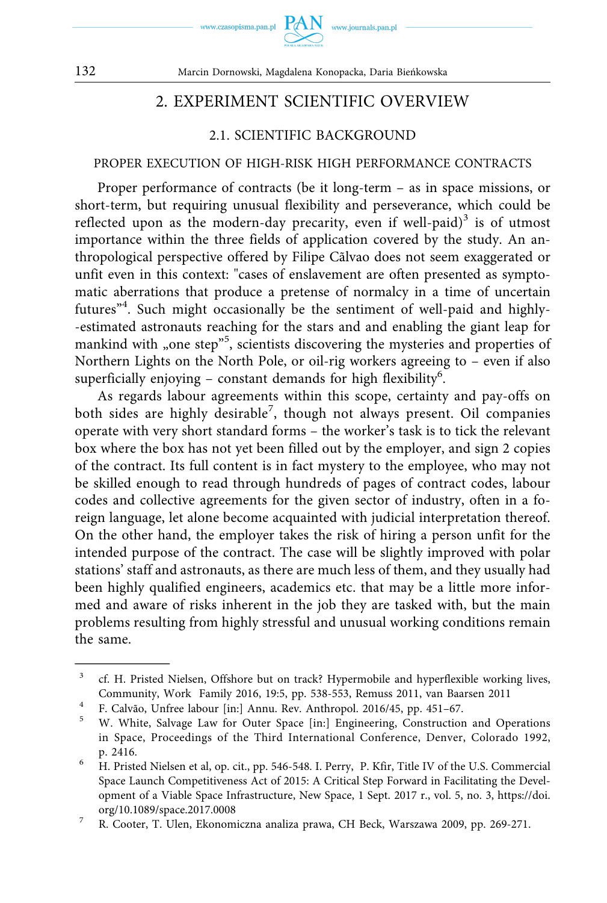## 2. EXPERIMENT SCIENTIFIC OVERVIEW

### 2.1. SCIENTIFIC BACKGROUND

#### PROPER EXECUTION OF HIGH-RISK HIGH PERFORMANCE CONTRACTS

Proper performance of contracts (be it long-term – as in space missions, or short-term, but requiring unusual flexibility and perseverance, which could be reflected upon as the modern-day precarity, even if well-paid)[3] is of utmost importance within the three fields of application covered by the study. An anthropological perspective offered by Filipe Cãlvao does not seem exaggerated or unfit even in this context: "cases of enslavement are often presented as symptomatic aberrations that produce a pretense of normalcy in a time of uncertain futures"[4]. Such might occasionally be the sentiment of well-paid and highly-estimated astronauts reaching for the stars and and enabling the giant leap for mankind with „one step"[5], scientists discovering the mysteries and properties of Northern Lights on the North Pole, or oil-rig workers agreeing to – even if also superficially enjoying – constant demands for high flexibility[6].

As regards labour agreements within this scope, certainty and pay-offs on both sides are highly desirable[7], though not always present. Oil companies operate with very short standard forms – the worker's task is to tick the relevant box where the box has not yet been filled out by the employer, and sign 2 copies of the contract. Its full content is in fact mystery to the employee, who may not be skilled enough to read through hundreds of pages of contract codes, labour codes and collective agreements for the given sector of industry, often in a foreign language, let alone become acquainted with judicial interpretation thereof. On the other hand, the employer takes the risk of hiring a person unfit for the intended purpose of the contract. The case will be slightly improved with polar stations' staff and astronauts, as there are much less of them, and they usually had been highly qualified engineers, academics etc. that may be a little more informed and aware of risks inherent in the job they are tasked with, but the main problems resulting from highly stressful and unusual working conditions remain the same.

---

[3] cf. H. Pristed Nielsen, Offshore but on track? Hypermobile and hyperflexible working lives, Community, Work Family 2016, 19:5, pp. 538-553, Remuss 2011, van Baarsen 2011

[4] F. Calvão, Unfree labour [in:] Annu. Rev. Anthropol. 2016/45, pp. 451–67.

[5] W. White, Salvage Law for Outer Space [in:] Engineering, Construction and Operations in Space, Proceedings of the Third International Conference, Denver, Colorado 1992, p. 2416.

[6] H. Pristed Nielsen et al, op. cit., pp. 546-548. I. Perry, P. Kfir, Title IV of the U.S. Commercial Space Launch Competitiveness Act of 2015: A Critical Step Forward in Facilitating the Development of a Viable Space Infrastructure, New Space, 1 Sept. 2017 r., vol. 5, no. 3, https://doi.org/10.1089/space.2017.0008

[7] R. Cooter, T. Ulen, Ekonomiczna analiza prawa, CH Beck, Warszawa 2009, pp. 269-271.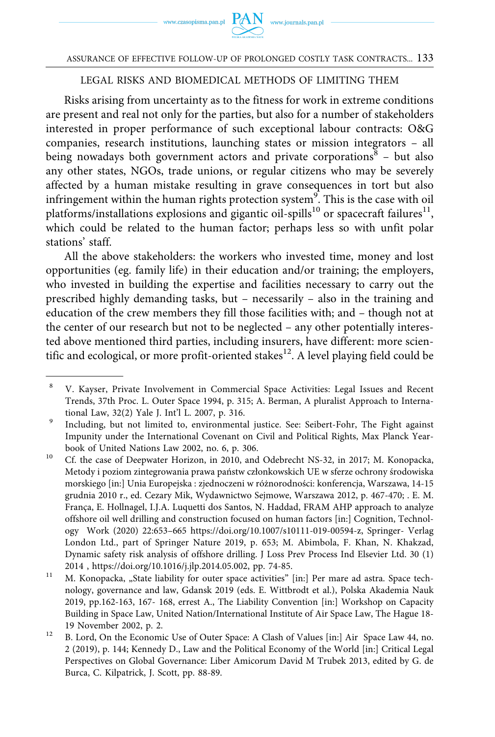## LEGAL RISKS AND BIOMEDICAL METHODS OF LIMITING THEM

Risks arising from uncertainty as to the fitness for work in extreme conditions are present and real not only for the parties, but also for a number of stakeholders interested in proper performance of such exceptional labour contracts: O&G companies, research institutions, launching states or mission integrators – all being nowadays both government actors and private corporations[8] – but also any other states, NGOs, trade unions, or regular citizens who may be severely affected by a human mistake resulting in grave consequences in tort but also infringement within the human rights protection system[9]. This is the case with oil platforms/installations explosions and gigantic oil-spills[10] or spacecraft failures[11], which could be related to the human factor; perhaps less so with unfit polar stations' staff.

All the above stakeholders: the workers who invested time, money and lost opportunities (eg. family life) in their education and/or training; the employers, who invested in building the expertise and facilities necessary to carry out the prescribed highly demanding tasks, but – necessarily – also in the training and education of the crew members they fill those facilities with; and – though not at the center of our research but not to be neglected – any other potentially interested above mentioned third parties, including insurers, have different: more scientific and ecological, or more profit-oriented stakes[12]. A level playing field could be

---

[8] V. Kayser, Private Involvement in Commercial Space Activities: Legal Issues and Recent Trends, 37th Proc. L. Outer Space 1994, p. 315; A. Berman, A pluralist Approach to International Law, 32(2) Yale J. Int'l L. 2007, p. 316.

[9] Including, but not limited to, environmental justice. See: Seibert-Fohr, The Fight against Impunity under the International Covenant on Civil and Political Rights, Max Planck Yearbook of United Nations Law 2002, no. 6, p. 306.

[10] Cf. the case of Deepwater Horizon, in 2010, and Odebrecht NS-32, in 2017; M. Konopacka, Metody i poziom zintegrowania prawa państw członkowskich UE w sferze ochrony środowiska morskiego [in:] Unia Europejska : zjednoczeni w różnorodności: konferencja, Warszawa, 14-15 grudnia 2010 r., ed. Cezary Mik, Wydawnictwo Sejmowe, Warszawa 2012, p. 467-470; . E. M. França, E. Hollnagel, I.J.A. Luquetti dos Santos, N. Haddad, FRAM AHP approach to analyze offshore oil well drilling and construction focused on human factors [in:] Cognition, Technology Work (2020) 22:653–665 https://doi.org/10.1007/s10111-019-00594-z, Springer- Verlag London Ltd., part of Springer Nature 2019, p. 653; M. Abimbola, F. Khan, N. Khakzad, Dynamic safety risk analysis of offshore drilling. J Loss Prev Process Ind Elsevier Ltd. 30 (1) 2014 , https://doi.org/10.1016/j.jlp.2014.05.002, pp. 74-85.

[11] M. Konopacka, „State liability for outer space activities" [in:] Per mare ad astra. Space technology, governance and law, Gdansk 2019 (eds. E. Wittbrodt et al.), Polska Akademia Nauk 2019, pp.162-163, 167- 168, errest A., The Liability Convention [in:] Workshop on Capacity Building in Space Law, United Nation/International Institute of Air Space Law, The Hague 18-19 November 2002, p. 2.

[12] B. Lord, On the Economic Use of Outer Space: A Clash of Values [in:] Air Space Law 44, no. 2 (2019), p. 144; Kennedy D., Law and the Political Economy of the World [in:] Critical Legal Perspectives on Global Governance: Liber Amicorum David M Trubek 2013, edited by G. de Burca, C. Kilpatrick, J. Scott, pp. 88-89.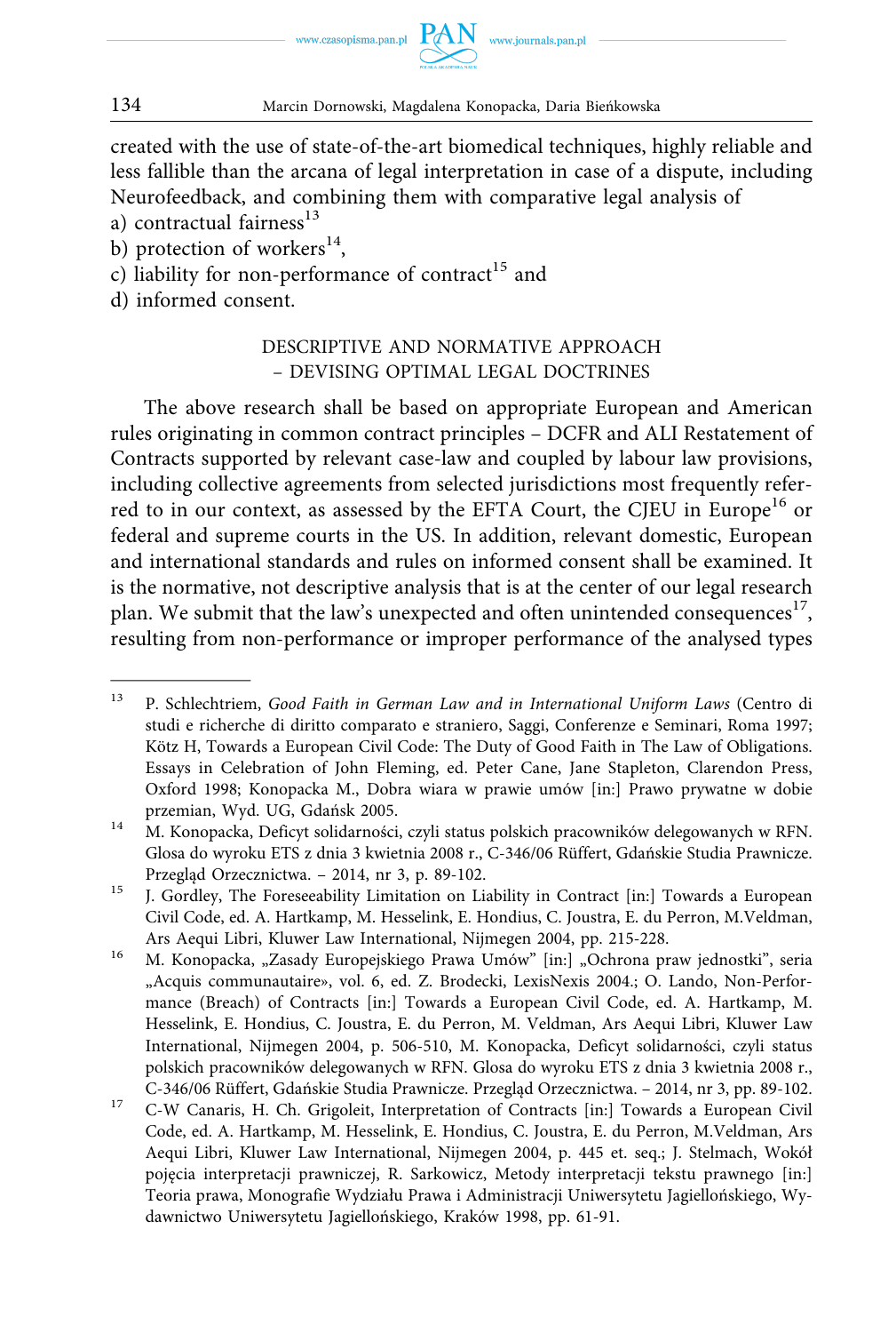created with the use of state-of-the-art biomedical techniques, highly reliable and less fallible than the arcana of legal interpretation in case of a dispute, including Neurofeedback, and combining them with comparative legal analysis of

a) contractual fairness[13]
b) protection of workers[14],
c) liability for non-performance of contract[15] and
d) informed consent.

## DESCRIPTIVE AND NORMATIVE APPROACH – DEVISING OPTIMAL LEGAL DOCTRINES

The above research shall be based on appropriate European and American rules originating in common contract principles – DCFR and ALI Restatement of Contracts supported by relevant case-law and coupled by labour law provisions, including collective agreements from selected jurisdictions most frequently referred to in our context, as assessed by the EFTA Court, the CJEU in Europe[16] or federal and supreme courts in the US. In addition, relevant domestic, European and international standards and rules on informed consent shall be examined. It is the normative, not descriptive analysis that is at the center of our legal research plan. We submit that the law's unexpected and often unintended consequences[17], resulting from non-performance or improper performance of the analysed types

---

[13] P. Schlechtriem, *Good Faith in German Law and in International Uniform Laws* (Centro di studi e richerche di diritto comparato e straniero, Saggi, Conferenze e Seminari, Roma 1997; Kötz H, Towards a European Civil Code: The Duty of Good Faith in The Law of Obligations. Essays in Celebration of John Fleming, ed. Peter Cane, Jane Stapleton, Clarendon Press, Oxford 1998; Konopacka M., Dobra wiara w prawie umów [in:] Prawo prywatne w dobie przemian, Wyd. UG, Gdańsk 2005.

[14] M. Konopacka, Deficyt solidarności, czyli status polskich pracowników delegowanych w RFN. Glosa do wyroku ETS z dnia 3 kwietnia 2008 r., C-346/06 Rüffert, Gdańskie Studia Prawnicze. Przegląd Orzecznictwa. – 2014, nr 3, p. 89-102.

[15] J. Gordley, The Foreseeability Limitation on Liability in Contract [in:] Towards a European Civil Code, ed. A. Hartkamp, M. Hesselink, E. Hondius, C. Joustra, E. du Perron, M.Veldman, Ars Aequi Libri, Kluwer Law International, Nijmegen 2004, pp. 215-228.

[16] M. Konopacka, „Zasady Europejskiego Prawa Umów" [in:] „Ochrona praw jednostki", seria „Acquis communautaire», vol. 6, ed. Z. Brodecki, LexisNexis 2004.; O. Lando, Non-Performance (Breach) of Contracts [in:] Towards a European Civil Code, ed. A. Hartkamp, M. Hesselink, E. Hondius, C. Joustra, E. du Perron, M. Veldman, Ars Aequi Libri, Kluwer Law International, Nijmegen 2004, p. 506-510, M. Konopacka, Deficyt solidarności, czyli status polskich pracowników delegowanych w RFN. Glosa do wyroku ETS z dnia 3 kwietnia 2008 r., C-346/06 Rüffert, Gdańskie Studia Prawnicze. Przegląd Orzecznictwa. – 2014, nr 3, pp. 89-102.

[17] C-W Canaris, H. Ch. Grigoleit, Interpretation of Contracts [in:] Towards a European Civil Code, ed. A. Hartkamp, M. Hesselink, E. Hondius, C. Joustra, E. du Perron, M.Veldman, Ars Aequi Libri, Kluwer Law International, Nijmegen 2004, p. 445 et. seq.; J. Stelmach, Wokół pojęcia interpretacji prawniczej, R. Sarkowicz, Metody interpretacji tekstu prawnego [in:] Teoria prawa, Monografie Wydziału Prawa i Administracji Uniwersytetu Jagiellońskiego, Wydawnictwo Uniwersytetu Jagiellońskiego, Kraków 1998, pp. 61-91.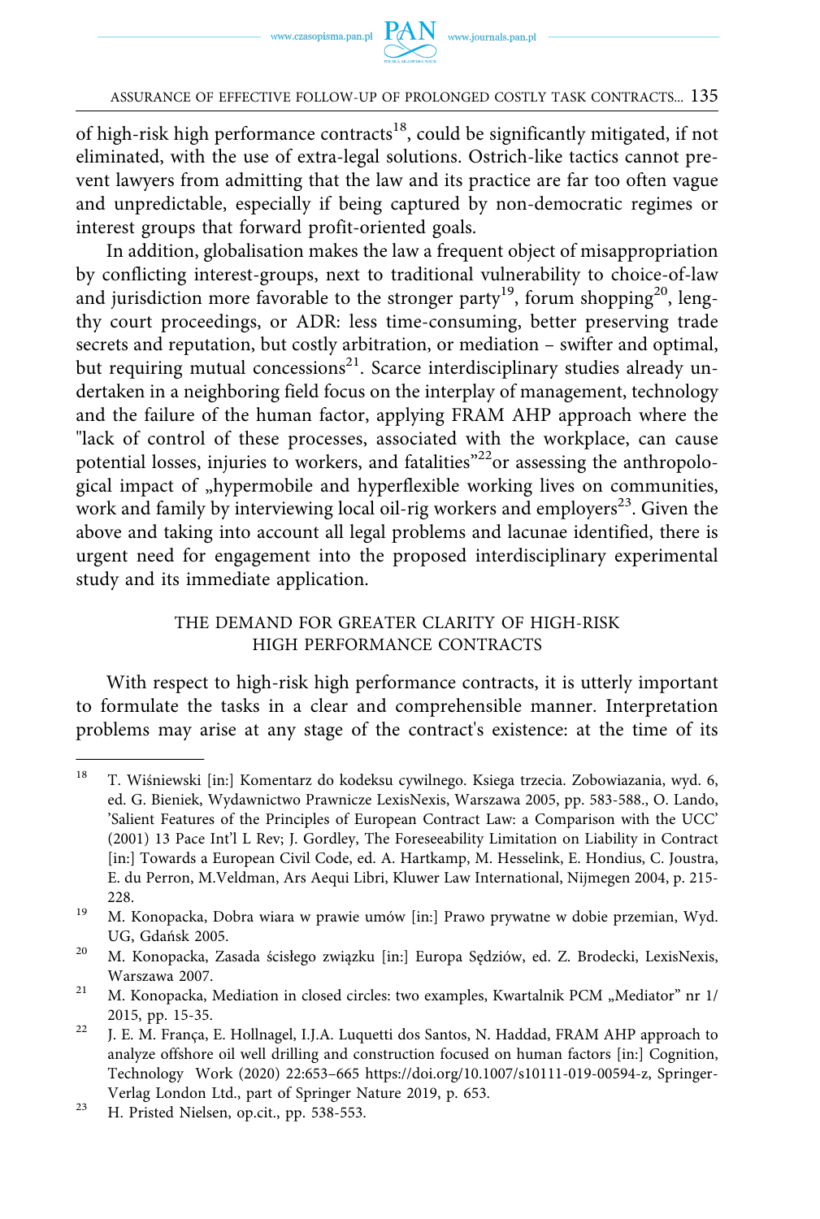of high-risk high performance contracts[18], could be significantly mitigated, if not eliminated, with the use of extra-legal solutions. Ostrich-like tactics cannot prevent lawyers from admitting that the law and its practice are far too often vague and unpredictable, especially if being captured by non-democratic regimes or interest groups that forward profit-oriented goals.

In addition, globalisation makes the law a frequent object of misappropriation by conflicting interest-groups, next to traditional vulnerability to choice-of-law and jurisdiction more favorable to the stronger party[19], forum shopping[20], lengthy court proceedings, or ADR: less time-consuming, better preserving trade secrets and reputation, but costly arbitration, or mediation – swifter and optimal, but requiring mutual concessions[21]. Scarce interdisciplinary studies already undertaken in a neighboring field focus on the interplay of management, technology and the failure of the human factor, applying FRAM AHP approach where the "lack of control of these processes, associated with the workplace, can cause potential losses, injuries to workers, and fatalities"[22]or assessing the anthropological impact of „hypermobile and hyperflexible working lives on communities, work and family by interviewing local oil-rig workers and employers[23]. Given the above and taking into account all legal problems and lacunae identified, there is urgent need for engagement into the proposed interdisciplinary experimental study and its immediate application.

## THE DEMAND FOR GREATER CLARITY OF HIGH-RISK HIGH PERFORMANCE CONTRACTS

With respect to high-risk high performance contracts, it is utterly important to formulate the tasks in a clear and comprehensible manner. Interpretation problems may arise at any stage of the contract's existence: at the time of its

---

[18] T. Wiśniewski [in:] Komentarz do kodeksu cywilnego. Ksiega trzecia. Zobowiazania, wyd. 6, ed. G. Bieniek, Wydawnictwo Prawnicze LexisNexis, Warszawa 2005, pp. 583-588., O. Lando, 'Salient Features of the Principles of European Contract Law: a Comparison with the UCC' (2001) 13 Pace Int'l L Rev; J. Gordley, The Foreseeability Limitation on Liability in Contract [in:] Towards a European Civil Code, ed. A. Hartkamp, M. Hesselink, E. Hondius, C. Joustra, E. du Perron, M.Veldman, Ars Aequi Libri, Kluwer Law International, Nijmegen 2004, p. 215-228.

[19] M. Konopacka, Dobra wiara w prawie umów [in:] Prawo prywatne w dobie przemian, Wyd. UG, Gdańsk 2005.

[20] M. Konopacka, Zasada ścisłego związku [in:] Europa Sędziów, ed. Z. Brodecki, LexisNexis, Warszawa 2007.

[21] M. Konopacka, Mediation in closed circles: two examples, Kwartalnik PCM „Mediator" nr 1/2015, pp. 15-35.

[22] J. E. M. França, E. Hollnagel, I.J.A. Luquetti dos Santos, N. Haddad, FRAM AHP approach to analyze offshore oil well drilling and construction focused on human factors [in:] Cognition, Technology Work (2020) 22:653–665 https://doi.org/10.1007/s10111-019-00594-z, Springer-Verlag London Ltd., part of Springer Nature 2019, p. 653.

[23] H. Pristed Nielsen, op.cit., pp. 538-553.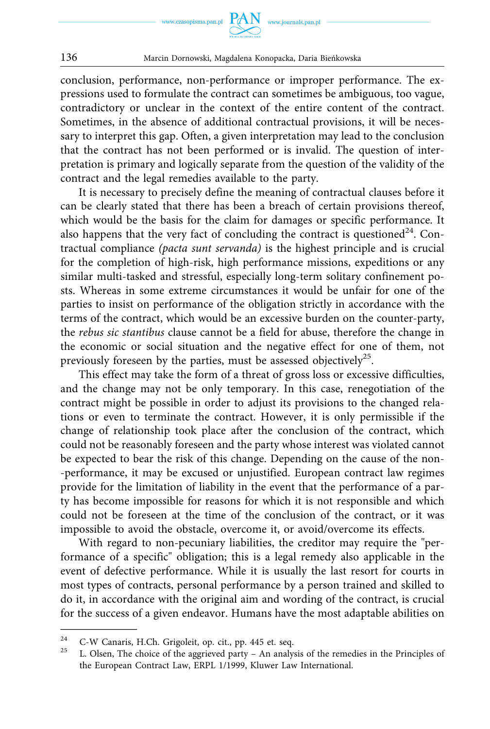conclusion, performance, non-performance or improper performance. The expressions used to formulate the contract can sometimes be ambiguous, too vague, contradictory or unclear in the context of the entire content of the contract. Sometimes, in the absence of additional contractual provisions, it will be necessary to interpret this gap. Often, a given interpretation may lead to the conclusion that the contract has not been performed or is invalid. The question of interpretation is primary and logically separate from the question of the validity of the contract and the legal remedies available to the party.

It is necessary to precisely define the meaning of contractual clauses before it can be clearly stated that there has been a breach of certain provisions thereof, which would be the basis for the claim for damages or specific performance. It also happens that the very fact of concluding the contract is questioned[24]. Contractual compliance *(pacta sunt servanda)* is the highest principle and is crucial for the completion of high-risk, high performance missions, expeditions or any similar multi-tasked and stressful, especially long-term solitary confinement posts. Whereas in some extreme circumstances it would be unfair for one of the parties to insist on performance of the obligation strictly in accordance with the terms of the contract, which would be an excessive burden on the counter-party, the *rebus sic stantibus* clause cannot be a field for abuse, therefore the change in the economic or social situation and the negative effect for one of them, not previously foreseen by the parties, must be assessed objectively[25].

This effect may take the form of a threat of gross loss or excessive difficulties, and the change may not be only temporary. In this case, renegotiation of the contract might be possible in order to adjust its provisions to the changed relations or even to terminate the contract. However, it is only permissible if the change of relationship took place after the conclusion of the contract, which could not be reasonably foreseen and the party whose interest was violated cannot be expected to bear the risk of this change. Depending on the cause of the non-performance, it may be excused or unjustified. European contract law regimes provide for the limitation of liability in the event that the performance of a party has become impossible for reasons for which it is not responsible and which could not be foreseen at the time of the conclusion of the contract, or it was impossible to avoid the obstacle, overcome it, or avoid/overcome its effects.

With regard to non-pecuniary liabilities, the creditor may require the "performance of a specific" obligation; this is a legal remedy also applicable in the event of defective performance. While it is usually the last resort for courts in most types of contracts, personal performance by a person trained and skilled to do it, in accordance with the original aim and wording of the contract, is crucial for the success of a given endeavor. Humans have the most adaptable abilities on

---

24 C-W Canaris, H.Ch. Grigoleit, op. cit., pp. 445 et. seq.

25 L. Olsen, The choice of the aggrieved party – An analysis of the remedies in the Principles of the European Contract Law, ERPL 1/1999, Kluwer Law International.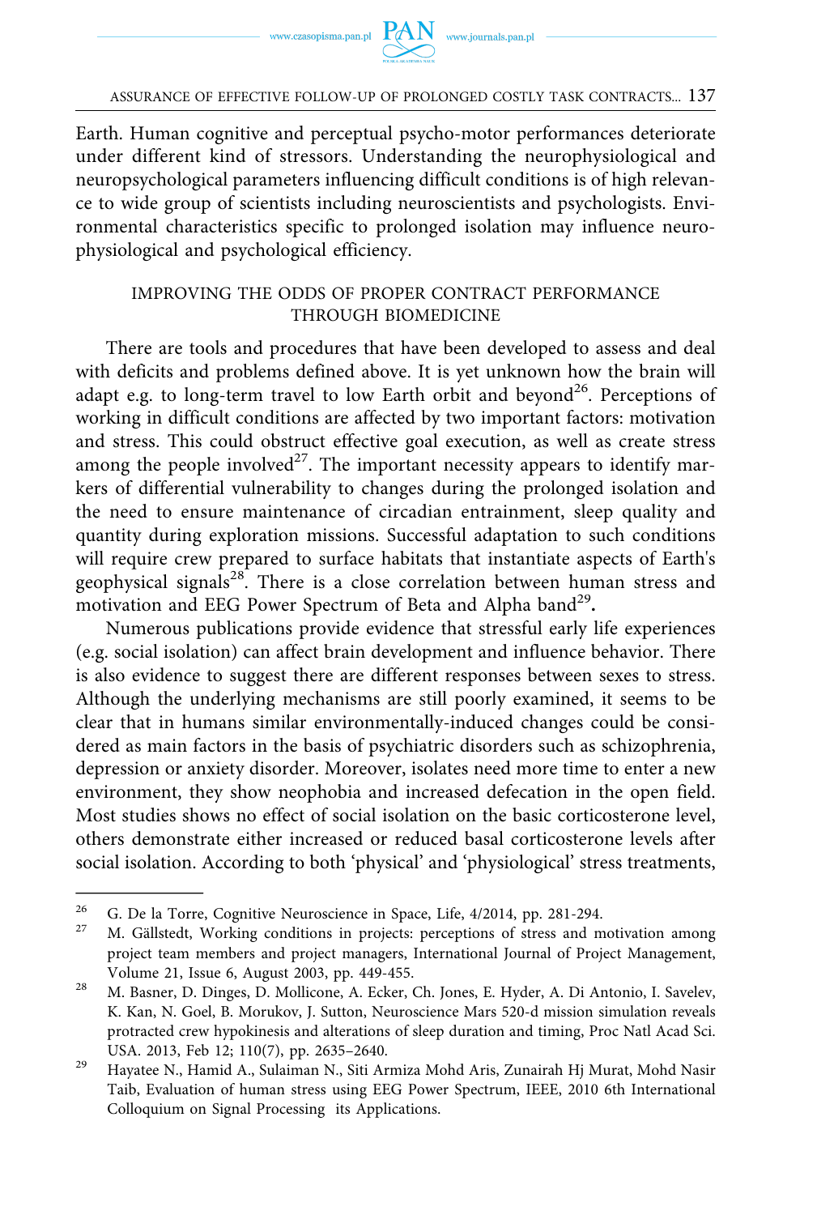Earth. Human cognitive and perceptual psycho-motor performances deteriorate under different kind of stressors. Understanding the neurophysiological and neuropsychological parameters influencing difficult conditions is of high relevance to wide group of scientists including neuroscientists and psychologists. Environmental characteristics specific to prolonged isolation may influence neurophysiological and psychological efficiency.

## IMPROVING THE ODDS OF PROPER CONTRACT PERFORMANCE THROUGH BIOMEDICINE

There are tools and procedures that have been developed to assess and deal with deficits and problems defined above. It is yet unknown how the brain will adapt e.g. to long-term travel to low Earth orbit and beyond[26]. Perceptions of working in difficult conditions are affected by two important factors: motivation and stress. This could obstruct effective goal execution, as well as create stress among the people involved[27]. The important necessity appears to identify markers of differential vulnerability to changes during the prolonged isolation and the need to ensure maintenance of circadian entrainment, sleep quality and quantity during exploration missions. Successful adaptation to such conditions will require crew prepared to surface habitats that instantiate aspects of Earth's geophysical signals[28]. There is a close correlation between human stress and motivation and EEG Power Spectrum of Beta and Alpha band[29]**.**

Numerous publications provide evidence that stressful early life experiences (e.g. social isolation) can affect brain development and influence behavior. There is also evidence to suggest there are different responses between sexes to stress. Although the underlying mechanisms are still poorly examined, it seems to be clear that in humans similar environmentally-induced changes could be considered as main factors in the basis of psychiatric disorders such as schizophrenia, depression or anxiety disorder. Moreover, isolates need more time to enter a new environment, they show neophobia and increased defecation in the open field. Most studies shows no effect of social isolation on the basic corticosterone level, others demonstrate either increased or reduced basal corticosterone levels after social isolation. According to both 'physical' and 'physiological' stress treatments,

---

[26] G. De la Torre, Cognitive Neuroscience in Space, Life, 4/2014, pp. 281-294.

[27] M. Gällstedt, Working conditions in projects: perceptions of stress and motivation among project team members and project managers, International Journal of Project Management, Volume 21, Issue 6, August 2003, pp. 449-455.

[28] M. Basner, D. Dinges, D. Mollicone, A. Ecker, Ch. Jones, E. Hyder, A. Di Antonio, I. Savelev, K. Kan, N. Goel, B. Morukov, J. Sutton, Neuroscience Mars 520-d mission simulation reveals protracted crew hypokinesis and alterations of sleep duration and timing, Proc Natl Acad Sci. USA. 2013, Feb 12; 110(7), pp. 2635–2640.

[29] Hayatee N., Hamid A., Sulaiman N., Siti Armiza Mohd Aris, Zunairah Hj Murat, Mohd Nasir Taib, Evaluation of human stress using EEG Power Spectrum, IEEE, 2010 6th International Colloquium on Signal Processing its Applications.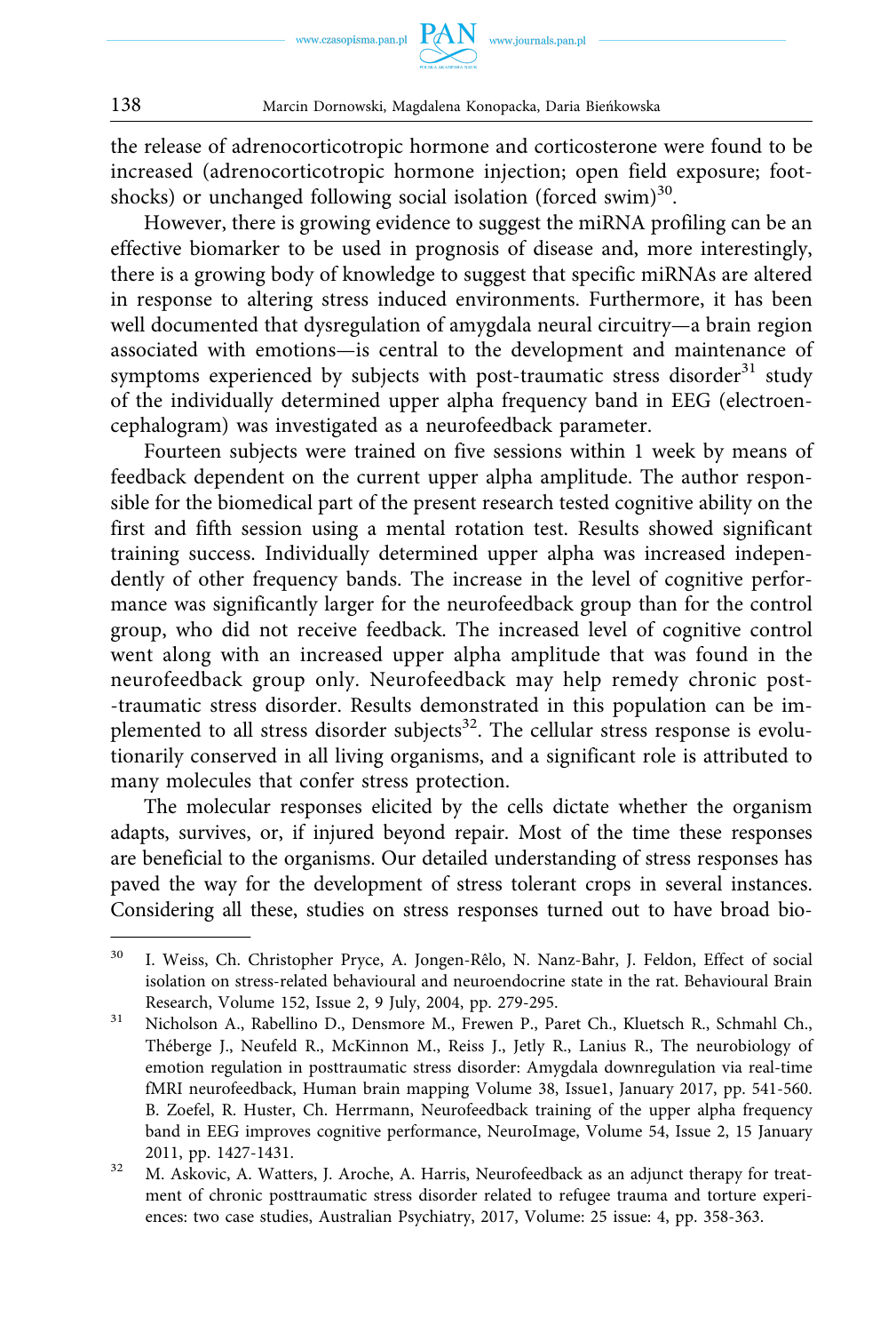the release of adrenocorticotropic hormone and corticosterone were found to be increased (adrenocorticotropic hormone injection; open field exposure; foot-shocks) or unchanged following social isolation (forced swim)[30].

However, there is growing evidence to suggest the miRNA profiling can be an effective biomarker to be used in prognosis of disease and, more interestingly, there is a growing body of knowledge to suggest that specific miRNAs are altered in response to altering stress induced environments. Furthermore, it has been well documented that dysregulation of amygdala neural circuitry—a brain region associated with emotions—is central to the development and maintenance of symptoms experienced by subjects with post-traumatic stress disorder[31] study of the individually determined upper alpha frequency band in EEG (electroencephalogram) was investigated as a neurofeedback parameter.

Fourteen subjects were trained on five sessions within 1 week by means of feedback dependent on the current upper alpha amplitude. The author responsible for the biomedical part of the present research tested cognitive ability on the first and fifth session using a mental rotation test. Results showed significant training success. Individually determined upper alpha was increased independently of other frequency bands. The increase in the level of cognitive performance was significantly larger for the neurofeedback group than for the control group, who did not receive feedback. The increased level of cognitive control went along with an increased upper alpha amplitude that was found in the neurofeedback group only. Neurofeedback may help remedy chronic post-traumatic stress disorder. Results demonstrated in this population can be implemented to all stress disorder subjects[32]. The cellular stress response is evolutionarily conserved in all living organisms, and a significant role is attributed to many molecules that confer stress protection.

The molecular responses elicited by the cells dictate whether the organism adapts, survives, or, if injured beyond repair. Most of the time these responses are beneficial to the organisms. Our detailed understanding of stress responses has paved the way for the development of stress tolerant crops in several instances. Considering all these, studies on stress responses turned out to have broad bio-

---

[30] I. Weiss, Ch. Christopher Pryce, A. Jongen-Rêlo, N. Nanz-Bahr, J. Feldon, Effect of social isolation on stress-related behavioural and neuroendocrine state in the rat. Behavioural Brain Research, Volume 152, Issue 2, 9 July, 2004, pp. 279-295.

[31] Nicholson A., Rabellino D., Densmore M., Frewen P., Paret Ch., Kluetsch R., Schmahl Ch., Théberge J., Neufeld R., McKinnon M., Reiss J., Jetly R., Lanius R., The neurobiology of emotion regulation in posttraumatic stress disorder: Amygdala downregulation via real-time fMRI neurofeedback, Human brain mapping Volume 38, Issue1, January 2017, pp. 541-560. B. Zoefel, R. Huster, Ch. Herrmann, Neurofeedback training of the upper alpha frequency band in EEG improves cognitive performance, NeuroImage, Volume 54, Issue 2, 15 January 2011, pp. 1427-1431.

[32] M. Askovic, A. Watters, J. Aroche, A. Harris, Neurofeedback as an adjunct therapy for treatment of chronic posttraumatic stress disorder related to refugee trauma and torture experiences: two case studies, Australian Psychiatry, 2017, Volume: 25 issue: 4, pp. 358-363.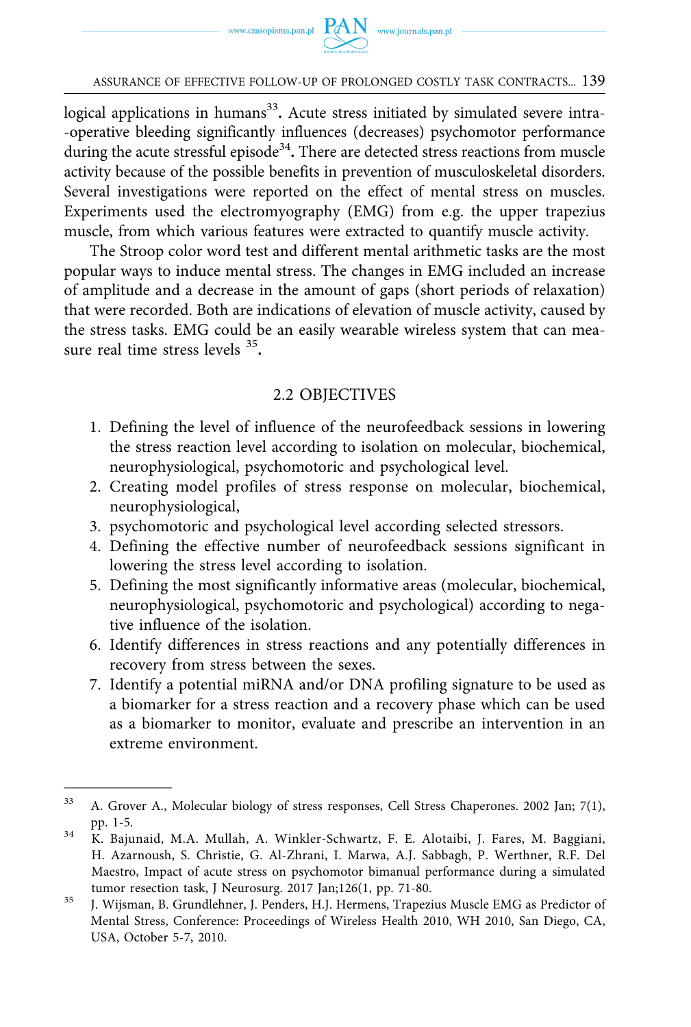logical applications in humans[33]**.** Acute stress initiated by simulated severe intra-operative bleeding significantly influences (decreases) psychomotor performance during the acute stressful episode[34]**.** There are detected stress reactions from muscle activity because of the possible benefits in prevention of musculoskeletal disorders. Several investigations were reported on the effect of mental stress on muscles. Experiments used the electromyography (EMG) from e.g. the upper trapezius muscle, from which various features were extracted to quantify muscle activity.

The Stroop color word test and different mental arithmetic tasks are the most popular ways to induce mental stress. The changes in EMG included an increase of amplitude and a decrease in the amount of gaps (short periods of relaxation) that were recorded. Both are indications of elevation of muscle activity, caused by the stress tasks. EMG could be an easily wearable wireless system that can measure real time stress levels [35]**.**

## 2.2 OBJECTIVES

1. Defining the level of influence of the neurofeedback sessions in lowering the stress reaction level according to isolation on molecular, biochemical, neurophysiological, psychomotoric and psychological level.
2. Creating model profiles of stress response on molecular, biochemical, neurophysiological,
3. psychomotoric and psychological level according selected stressors.
4. Defining the effective number of neurofeedback sessions significant in lowering the stress level according to isolation.
5. Defining the most significantly informative areas (molecular, biochemical, neurophysiological, psychomotoric and psychological) according to negative influence of the isolation.
6. Identify differences in stress reactions and any potentially differences in recovery from stress between the sexes.
7. Identify a potential miRNA and/or DNA profiling signature to be used as a biomarker for a stress reaction and a recovery phase which can be used as a biomarker to monitor, evaluate and prescribe an intervention in an extreme environment.

---

[33] A. Grover A., Molecular biology of stress responses, Cell Stress Chaperones. 2002 Jan; 7(1), pp. 1-5.

[34] K. Bajunaid, M.A. Mullah, A. Winkler-Schwartz, F. E. Alotaibi, J. Fares, M. Baggiani, H. Azarnoush, S. Christie, G. Al-Zhrani, I. Marwa, A.J. Sabbagh, P. Werthner, R.F. Del Maestro, Impact of acute stress on psychomotor bimanual performance during a simulated tumor resection task, J Neurosurg. 2017 Jan;126(1, pp. 71-80.

[35] J. Wijsman, B. Grundlehner, J. Penders, H.J. Hermens, Trapezius Muscle EMG as Predictor of Mental Stress, Conference: Proceedings of Wireless Health 2010, WH 2010, San Diego, CA, USA, October 5-7, 2010.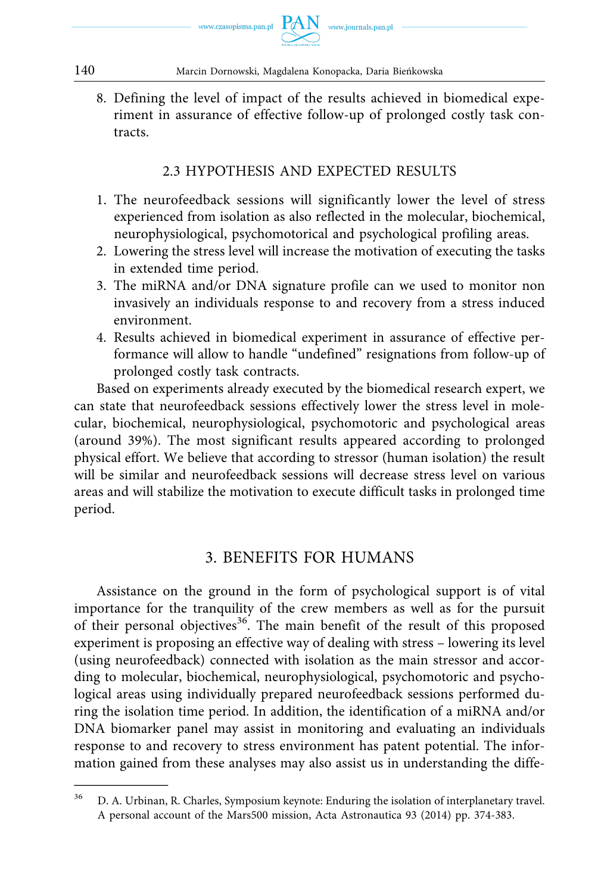8. Defining the level of impact of the results achieved in biomedical experiment in assurance of effective follow-up of prolonged costly task contracts.

### 2.3 HYPOTHESIS AND EXPECTED RESULTS

1. The neurofeedback sessions will significantly lower the level of stress experienced from isolation as also reflected in the molecular, biochemical, neurophysiological, psychomotorical and psychological profiling areas.
2. Lowering the stress level will increase the motivation of executing the tasks in extended time period.
3. The miRNA and/or DNA signature profile can we used to monitor non invasively an individuals response to and recovery from a stress induced environment.
4. Results achieved in biomedical experiment in assurance of effective performance will allow to handle "undefined" resignations from follow-up of prolonged costly task contracts.

Based on experiments already executed by the biomedical research expert, we can state that neurofeedback sessions effectively lower the stress level in molecular, biochemical, neurophysiological, psychomotoric and psychological areas (around 39%). The most significant results appeared according to prolonged physical effort. We believe that according to stressor (human isolation) the result will be similar and neurofeedback sessions will decrease stress level on various areas and will stabilize the motivation to execute difficult tasks in prolonged time period.

## 3. BENEFITS FOR HUMANS

Assistance on the ground in the form of psychological support is of vital importance for the tranquility of the crew members as well as for the pursuit of their personal objectives[36]. The main benefit of the result of this proposed experiment is proposing an effective way of dealing with stress – lowering its level (using neurofeedback) connected with isolation as the main stressor and according to molecular, biochemical, neurophysiological, psychomotoric and psychological areas using individually prepared neurofeedback sessions performed during the isolation time period. In addition, the identification of a miRNA and/or DNA biomarker panel may assist in monitoring and evaluating an individuals response to and recovery to stress environment has patent potential. The information gained from these analyses may also assist us in understanding the diffe-

---

[36] D. A. Urbinan, R. Charles, Symposium keynote: Enduring the isolation of interplanetary travel. A personal account of the Mars500 mission, Acta Astronautica 93 (2014) pp. 374-383.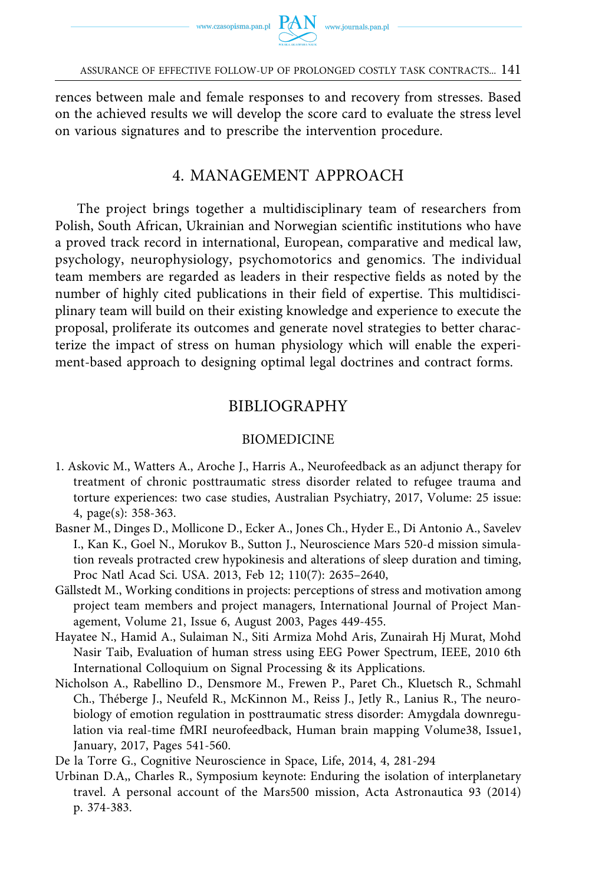rences between male and female responses to and recovery from stresses. Based on the achieved results we will develop the score card to evaluate the stress level on various signatures and to prescribe the intervention procedure.

## 4. MANAGEMENT APPROACH

The project brings together a multidisciplinary team of researchers from Polish, South African, Ukrainian and Norwegian scientific institutions who have a proved track record in international, European, comparative and medical law, psychology, neurophysiology, psychomotorics and genomics. The individual team members are regarded as leaders in their respective fields as noted by the number of highly cited publications in their field of expertise. This multidisciplinary team will build on their existing knowledge and experience to execute the proposal, proliferate its outcomes and generate novel strategies to better characterize the impact of stress on human physiology which will enable the experiment-based approach to designing optimal legal doctrines and contract forms.

## BIBLIOGRAPHY

### BIOMEDICINE

1. Askovic M., Watters A., Aroche J., Harris A., Neurofeedback as an adjunct therapy for treatment of chronic posttraumatic stress disorder related to refugee trauma and torture experiences: two case studies, Australian Psychiatry, 2017, Volume: 25 issue: 4, page(s): 358-363.

Basner M., Dinges D., Mollicone D., Ecker A., Jones Ch., Hyder E., Di Antonio A., Savelev I., Kan K., Goel N., Morukov B., Sutton J., Neuroscience Mars 520-d mission simulation reveals protracted crew hypokinesis and alterations of sleep duration and timing, Proc Natl Acad Sci. USA. 2013, Feb 12; 110(7): 2635–2640,

Gällstedt M., Working conditions in projects: perceptions of stress and motivation among project team members and project managers, International Journal of Project Management, Volume 21, Issue 6, August 2003, Pages 449-455.

Hayatee N., Hamid A., Sulaiman N., Siti Armiza Mohd Aris, Zunairah Hj Murat, Mohd Nasir Taib, Evaluation of human stress using EEG Power Spectrum, IEEE, 2010 6th International Colloquium on Signal Processing & its Applications.

Nicholson A., Rabellino D., Densmore M., Frewen P., Paret Ch., Kluetsch R., Schmahl Ch., Théberge J., Neufeld R., McKinnon M., Reiss J., Jetly R., Lanius R., The neurobiology of emotion regulation in posttraumatic stress disorder: Amygdala downregulation via real-time fMRI neurofeedback, Human brain mapping Volume38, Issue1, January, 2017, Pages 541-560.

De la Torre G., Cognitive Neuroscience in Space, Life, 2014, 4, 281-294

Urbinan D.A,, Charles R., Symposium keynote: Enduring the isolation of interplanetary travel. A personal account of the Mars500 mission, Acta Astronautica 93 (2014) p. 374-383.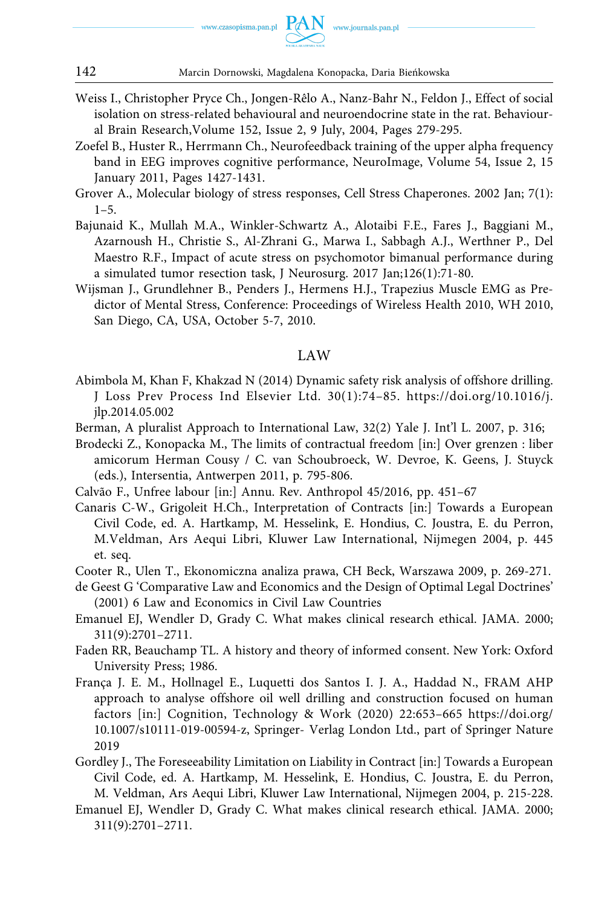Weiss I., Christopher Pryce Ch., Jongen-Rêlo A., Nanz-Bahr N., Feldon J., Effect of social isolation on stress-related behavioural and neuroendocrine state in the rat. Behavioural Brain Research,Volume 152, Issue 2, 9 July, 2004, Pages 279-295.

Zoefel B., Huster R., Herrmann Ch., Neurofeedback training of the upper alpha frequency band in EEG improves cognitive performance, NeuroImage, Volume 54, Issue 2, 15 January 2011, Pages 1427-1431.

Grover A., Molecular biology of stress responses, Cell Stress Chaperones. 2002 Jan; 7(1): 1–5.

Bajunaid K., Mullah M.A., Winkler-Schwartz A., Alotaibi F.E., Fares J., Baggiani M., Azarnoush H., Christie S., Al-Zhrani G., Marwa I., Sabbagh A.J., Werthner P., Del Maestro R.F., Impact of acute stress on psychomotor bimanual performance during a simulated tumor resection task, J Neurosurg. 2017 Jan;126(1):71-80.

Wijsman J., Grundlehner B., Penders J., Hermens H.J., Trapezius Muscle EMG as Predictor of Mental Stress, Conference: Proceedings of Wireless Health 2010, WH 2010, San Diego, CA, USA, October 5-7, 2010.

## LAW

Abimbola M, Khan F, Khakzad N (2014) Dynamic safety risk analysis of offshore drilling. J Loss Prev Process Ind Elsevier Ltd. 30(1):74–85. https://doi.org/10.1016/j.jlp.2014.05.002

Berman, A pluralist Approach to International Law, 32(2) Yale J. Int'l L. 2007, p. 316;

Brodecki Z., Konopacka M., The limits of contractual freedom [in:] Over grenzen : liber amicorum Herman Cousy / C. van Schoubroeck, W. Devroe, K. Geens, J. Stuyck (eds.), Intersentia, Antwerpen 2011, p. 795-806.

Calvão F., Unfree labour [in:] Annu. Rev. Anthropol 45/2016, pp. 451–67

Canaris C-W., Grigoleit H.Ch., Interpretation of Contracts [in:] Towards a European Civil Code, ed. A. Hartkamp, M. Hesselink, E. Hondius, C. Joustra, E. du Perron, M.Veldman, Ars Aequi Libri, Kluwer Law International, Nijmegen 2004, p. 445 et. seq.

Cooter R., Ulen T., Ekonomiczna analiza prawa, CH Beck, Warszawa 2009, p. 269-271.

de Geest G 'Comparative Law and Economics and the Design of Optimal Legal Doctrines' (2001) 6 Law and Economics in Civil Law Countries

Emanuel EJ, Wendler D, Grady C. What makes clinical research ethical. JAMA. 2000; 311(9):2701–2711.

Faden RR, Beauchamp TL. A history and theory of informed consent. New York: Oxford University Press; 1986.

França J. E. M., Hollnagel E., Luquetti dos Santos I. J. A., Haddad N., FRAM AHP approach to analyse offshore oil well drilling and construction focused on human factors [in:] Cognition, Technology & Work (2020) 22:653–665 https://doi.org/10.1007/s10111-019-00594-z, Springer- Verlag London Ltd., part of Springer Nature 2019

Gordley J., The Foreseeability Limitation on Liability in Contract [in:] Towards a European Civil Code, ed. A. Hartkamp, M. Hesselink, E. Hondius, C. Joustra, E. du Perron, M. Veldman, Ars Aequi Libri, Kluwer Law International, Nijmegen 2004, p. 215-228.

Emanuel EJ, Wendler D, Grady C. What makes clinical research ethical. JAMA. 2000; 311(9):2701–2711.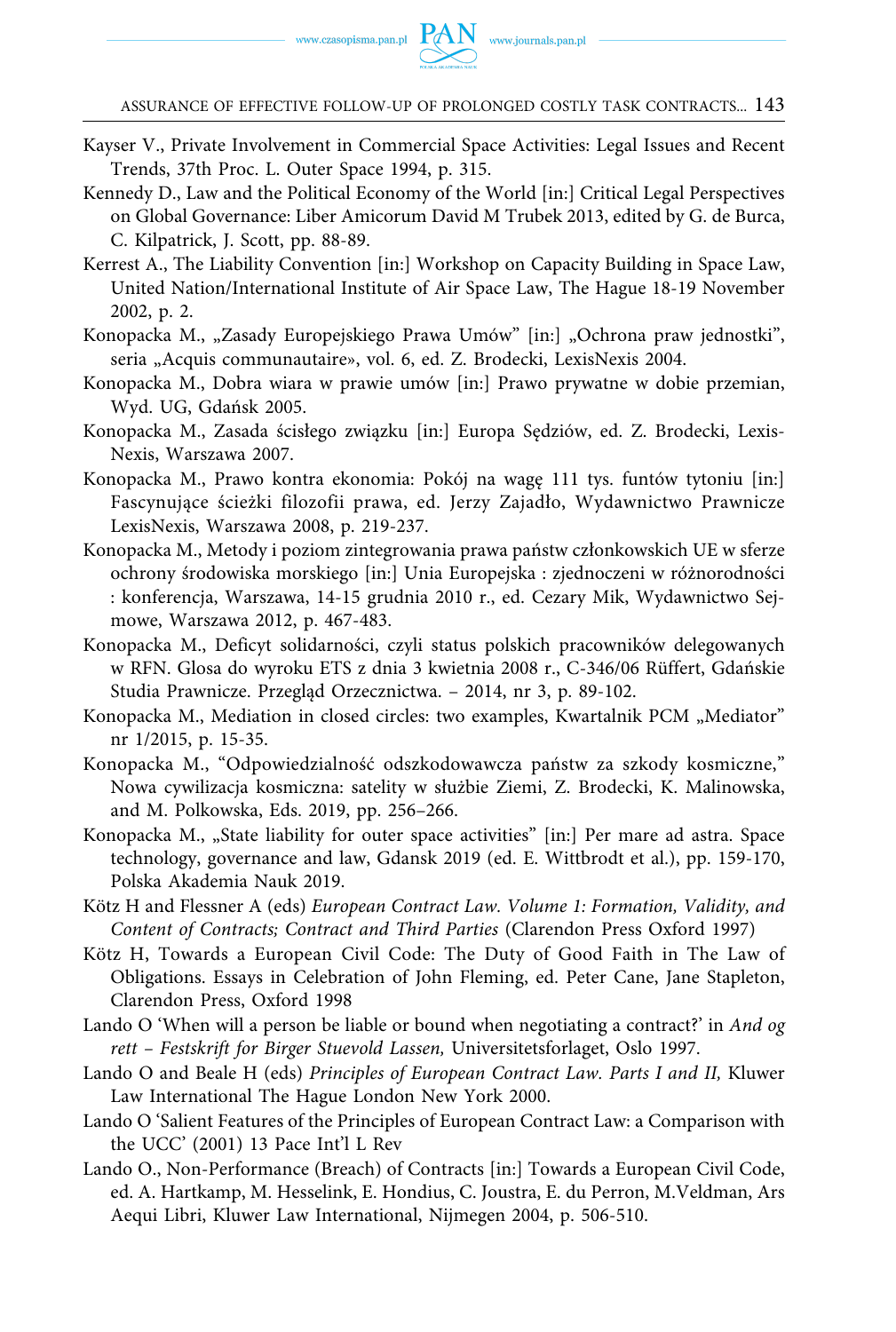Kayser V., Private Involvement in Commercial Space Activities: Legal Issues and Recent Trends, 37th Proc. L. Outer Space 1994, p. 315.

Kennedy D., Law and the Political Economy of the World [in:] Critical Legal Perspectives on Global Governance: Liber Amicorum David M Trubek 2013, edited by G. de Burca, C. Kilpatrick, J. Scott, pp. 88-89.

Kerrest A., The Liability Convention [in:] Workshop on Capacity Building in Space Law, United Nation/International Institute of Air Space Law, The Hague 18-19 November 2002, p. 2.

Konopacka M., „Zasady Europejskiego Prawa Umów" [in:] „Ochrona praw jednostki", seria „Acquis communautaire», vol. 6, ed. Z. Brodecki, LexisNexis 2004.

Konopacka M., Dobra wiara w prawie umów [in:] Prawo prywatne w dobie przemian, Wyd. UG, Gdańsk 2005.

Konopacka M., Zasada ścisłego związku [in:] Europa Sędziów, ed. Z. Brodecki, LexisNexis, Warszawa 2007.

Konopacka M., Prawo kontra ekonomia: Pokój na wagę 111 tys. funtów tytoniu [in:] Fascynujące ścieżki filozofii prawa, ed. Jerzy Zajadło, Wydawnictwo Prawnicze LexisNexis, Warszawa 2008, p. 219-237.

Konopacka M., Metody i poziom zintegrowania prawa państw członkowskich UE w sferze ochrony środowiska morskiego [in:] Unia Europejska : zjednoczeni w różnorodności : konferencja, Warszawa, 14-15 grudnia 2010 r., ed. Cezary Mik, Wydawnictwo Sejmowe, Warszawa 2012, p. 467-483.

Konopacka M., Deficyt solidarności, czyli status polskich pracowników delegowanych w RFN. Glosa do wyroku ETS z dnia 3 kwietnia 2008 r., C-346/06 Rüffert, Gdańskie Studia Prawnicze. Przegląd Orzecznictwa. – 2014, nr 3, p. 89-102.

Konopacka M., Mediation in closed circles: two examples, Kwartalnik PCM „Mediator" nr 1/2015, p. 15-35.

Konopacka M., "Odpowiedzialność odszkodowawcza państw za szkody kosmiczne," Nowa cywilizacja kosmiczna: satelity w służbie Ziemi, Z. Brodecki, K. Malinowska, and M. Polkowska, Eds. 2019, pp. 256–266.

Konopacka M., „State liability for outer space activities" [in:] Per mare ad astra. Space technology, governance and law, Gdansk 2019 (ed. E. Wittbrodt et al.), pp. 159-170, Polska Akademia Nauk 2019.

Kötz H and Flessner A (eds) *European Contract Law. Volume 1: Formation, Validity, and Content of Contracts; Contract and Third Parties* (Clarendon Press Oxford 1997)

Kötz H, Towards a European Civil Code: The Duty of Good Faith in The Law of Obligations. Essays in Celebration of John Fleming, ed. Peter Cane, Jane Stapleton, Clarendon Press, Oxford 1998

Lando O 'When will a person be liable or bound when negotiating a contract?' in *And og rett – Festskrift for Birger Stuevold Lassen,* Universitetsforlaget, Oslo 1997.

Lando O and Beale H (eds) *Principles of European Contract Law. Parts I and II,* Kluwer Law International The Hague London New York 2000.

Lando O 'Salient Features of the Principles of European Contract Law: a Comparison with the UCC' (2001) 13 Pace Int'l L Rev

Lando O., Non-Performance (Breach) of Contracts [in:] Towards a European Civil Code, ed. A. Hartkamp, M. Hesselink, E. Hondius, C. Joustra, E. du Perron, M.Veldman, Ars Aequi Libri, Kluwer Law International, Nijmegen 2004, p. 506-510.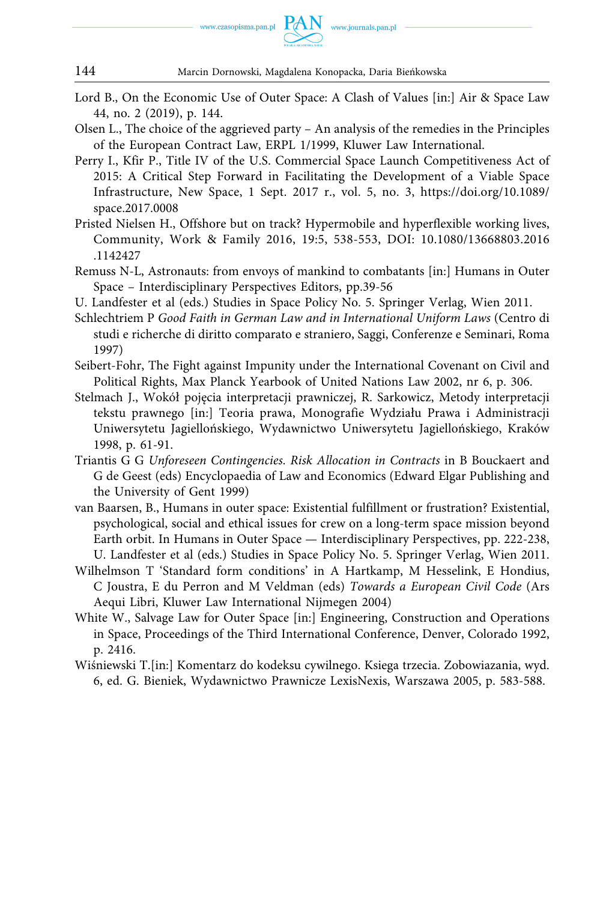Lord B., On the Economic Use of Outer Space: A Clash of Values [in:] Air & Space Law 44, no. 2 (2019), p. 144.

Olsen L., The choice of the aggrieved party – An analysis of the remedies in the Principles of the European Contract Law, ERPL 1/1999, Kluwer Law International.

Perry I., Kfir P., Title IV of the U.S. Commercial Space Launch Competitiveness Act of 2015: A Critical Step Forward in Facilitating the Development of a Viable Space Infrastructure, New Space, 1 Sept. 2017 r., vol. 5, no. 3, https://doi.org/10.1089/space.2017.0008

Pristed Nielsen H., Offshore but on track? Hypermobile and hyperflexible working lives, Community, Work & Family 2016, 19:5, 538-553, DOI: 10.1080/13668803.2016.1142427

Remuss N-L, Astronauts: from envoys of mankind to combatants [in:] Humans in Outer Space – Interdisciplinary Perspectives Editors, pp.39-56

U. Landfester et al (eds.) Studies in Space Policy No. 5. Springer Verlag, Wien 2011.

Schlechtriem P *Good Faith in German Law and in International Uniform Laws* (Centro di studi e richerche di diritto comparato e straniero, Saggi, Conferenze e Seminari, Roma 1997)

Seibert-Fohr, The Fight against Impunity under the International Covenant on Civil and Political Rights, Max Planck Yearbook of United Nations Law 2002, nr 6, p. 306.

Stelmach J., Wokół pojęcia interpretacji prawniczej, R. Sarkowicz, Metody interpretacji tekstu prawnego [in:] Teoria prawa, Monografie Wydziału Prawa i Administracji Uniwersytetu Jagiellońskiego, Wydawnictwo Uniwersytetu Jagiellońskiego, Kraków 1998, p. 61-91.

Triantis G G *Unforeseen Contingencies. Risk Allocation in Contracts* in B Bouckaert and G de Geest (eds) Encyclopaedia of Law and Economics (Edward Elgar Publishing and the University of Gent 1999)

van Baarsen, B., Humans in outer space: Existential fulfillment or frustration? Existential, psychological, social and ethical issues for crew on a long-term space mission beyond Earth orbit. In Humans in Outer Space — Interdisciplinary Perspectives, pp. 222-238, U. Landfester et al (eds.) Studies in Space Policy No. 5. Springer Verlag, Wien 2011.

Wilhelmson T 'Standard form conditions' in A Hartkamp, M Hesselink, E Hondius, C Joustra, E du Perron and M Veldman (eds) *Towards a European Civil Code* (Ars Aequi Libri, Kluwer Law International Nijmegen 2004)

White W., Salvage Law for Outer Space [in:] Engineering, Construction and Operations in Space, Proceedings of the Third International Conference, Denver, Colorado 1992, p. 2416.

Wiśniewski T.[in:] Komentarz do kodeksu cywilnego. Ksiega trzecia. Zobowiazania, wyd. 6, ed. G. Bieniek, Wydawnictwo Prawnicze LexisNexis, Warszawa 2005, p. 583-588.